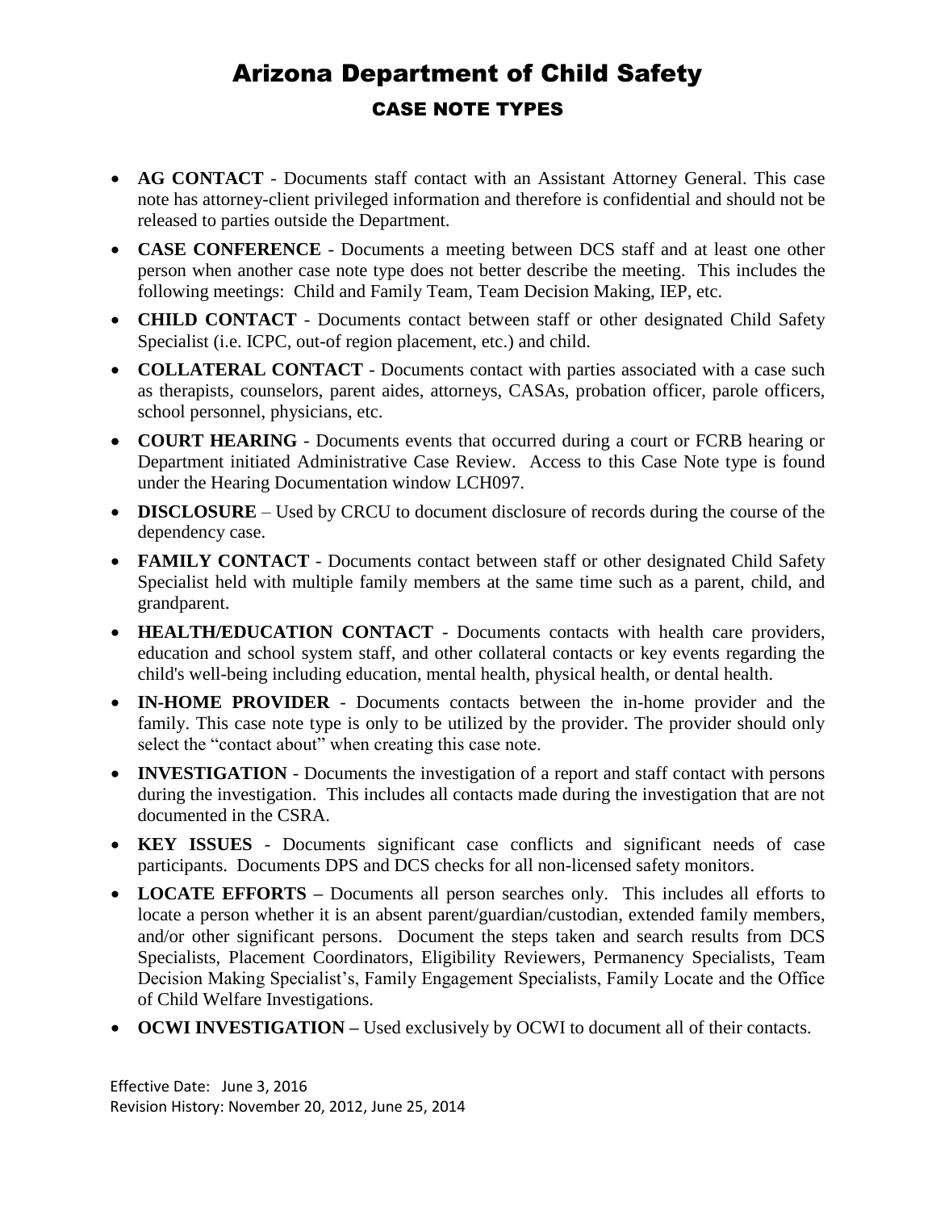# Arizona Department of Child Safety

## CASE NOTE TYPES

- **AG CONTACT** - Documents staff contact with an Assistant Attorney General. This case note has attorney-client privileged information and therefore is confidential and should not be released to parties outside the Department.
- **CASE CONFERENCE** - Documents a meeting between DCS staff and at least one other person when another case note type does not better describe the meeting. This includes the following meetings: Child and Family Team, Team Decision Making, IEP, etc.
- **CHILD CONTACT** - Documents contact between staff or other designated Child Safety Specialist (i.e. ICPC, out-of region placement, etc.) and child.
- **COLLATERAL CONTACT** - Documents contact with parties associated with a case such as therapists, counselors, parent aides, attorneys, CASAs, probation officer, parole officers, school personnel, physicians, etc.
- **COURT HEARING** - Documents events that occurred during a court or FCRB hearing or Department initiated Administrative Case Review. Access to this Case Note type is found under the Hearing Documentation window LCH097.
- **DISCLOSURE** – Used by CRCU to document disclosure of records during the course of the dependency case.
- **FAMILY CONTACT** - Documents contact between staff or other designated Child Safety Specialist held with multiple family members at the same time such as a parent, child, and grandparent.
- **HEALTH/EDUCATION CONTACT** - Documents contacts with health care providers, education and school system staff, and other collateral contacts or key events regarding the child's well-being including education, mental health, physical health, or dental health.
- **IN-HOME PROVIDER** - Documents contacts between the in-home provider and the family. This case note type is only to be utilized by the provider. The provider should only select the "contact about" when creating this case note.
- **INVESTIGATION** - Documents the investigation of a report and staff contact with persons during the investigation. This includes all contacts made during the investigation that are not documented in the CSRA.
- **KEY ISSUES** - Documents significant case conflicts and significant needs of case participants. Documents DPS and DCS checks for all non-licensed safety monitors.
- **LOCATE EFFORTS –** Documents all person searches only. This includes all efforts to locate a person whether it is an absent parent/guardian/custodian, extended family members, and/or other significant persons. Document the steps taken and search results from DCS Specialists, Placement Coordinators, Eligibility Reviewers, Permanency Specialists, Team Decision Making Specialist's, Family Engagement Specialists, Family Locate and the Office of Child Welfare Investigations.
- **OCWI INVESTIGATION –** Used exclusively by OCWI to document all of their contacts.

Effective Date: June 3, 2016
Revision History: November 20, 2012, June 25, 2014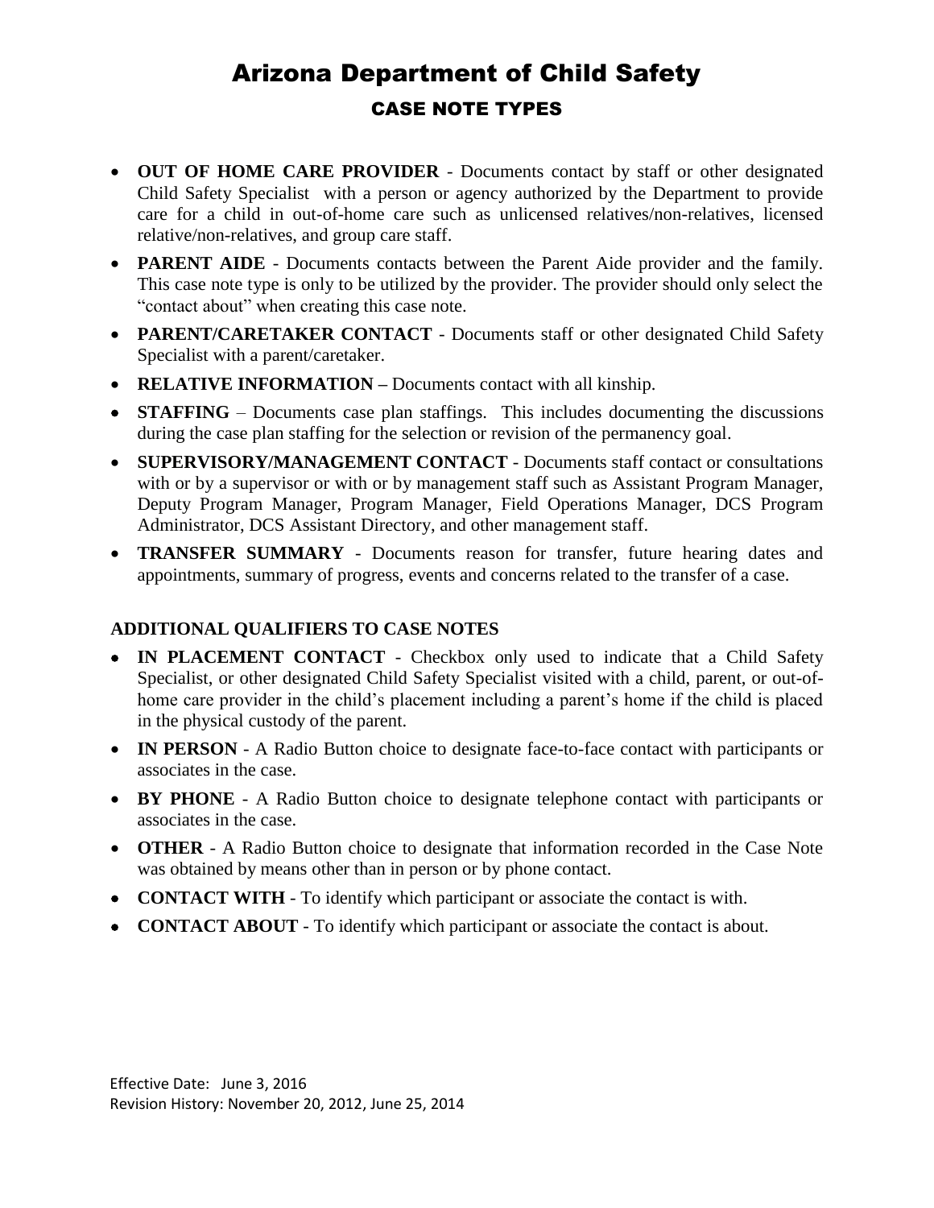# Arizona Department of Child Safety

## CASE NOTE TYPES

- **OUT OF HOME CARE PROVIDER** - Documents contact by staff or other designated Child Safety Specialist with a person or agency authorized by the Department to provide care for a child in out-of-home care such as unlicensed relatives/non-relatives, licensed relative/non-relatives, and group care staff.
- **PARENT AIDE** - Documents contacts between the Parent Aide provider and the family. This case note type is only to be utilized by the provider. The provider should only select the "contact about" when creating this case note.
- **PARENT/CARETAKER CONTACT** - Documents staff or other designated Child Safety Specialist with a parent/caretaker.
- **RELATIVE INFORMATION –** Documents contact with all kinship.
- **STAFFING** – Documents case plan staffings. This includes documenting the discussions during the case plan staffing for the selection or revision of the permanency goal.
- **SUPERVISORY/MANAGEMENT CONTACT** - Documents staff contact or consultations with or by a supervisor or with or by management staff such as Assistant Program Manager, Deputy Program Manager, Program Manager, Field Operations Manager, DCS Program Administrator, DCS Assistant Directory, and other management staff.
- **TRANSFER SUMMARY** - Documents reason for transfer, future hearing dates and appointments, summary of progress, events and concerns related to the transfer of a case.

### ADDITIONAL QUALIFIERS TO CASE NOTES

- **IN PLACEMENT CONTACT** - Checkbox only used to indicate that a Child Safety Specialist, or other designated Child Safety Specialist visited with a child, parent, or out-of-home care provider in the child's placement including a parent's home if the child is placed in the physical custody of the parent.
- **IN PERSON** - A Radio Button choice to designate face-to-face contact with participants or associates in the case.
- **BY PHONE** - A Radio Button choice to designate telephone contact with participants or associates in the case.
- **OTHER** - A Radio Button choice to designate that information recorded in the Case Note was obtained by means other than in person or by phone contact.
- **CONTACT WITH** - To identify which participant or associate the contact is with.
- **CONTACT ABOUT** - To identify which participant or associate the contact is about.

Effective Date: June 3, 2016
Revision History: November 20, 2012, June 25, 2014